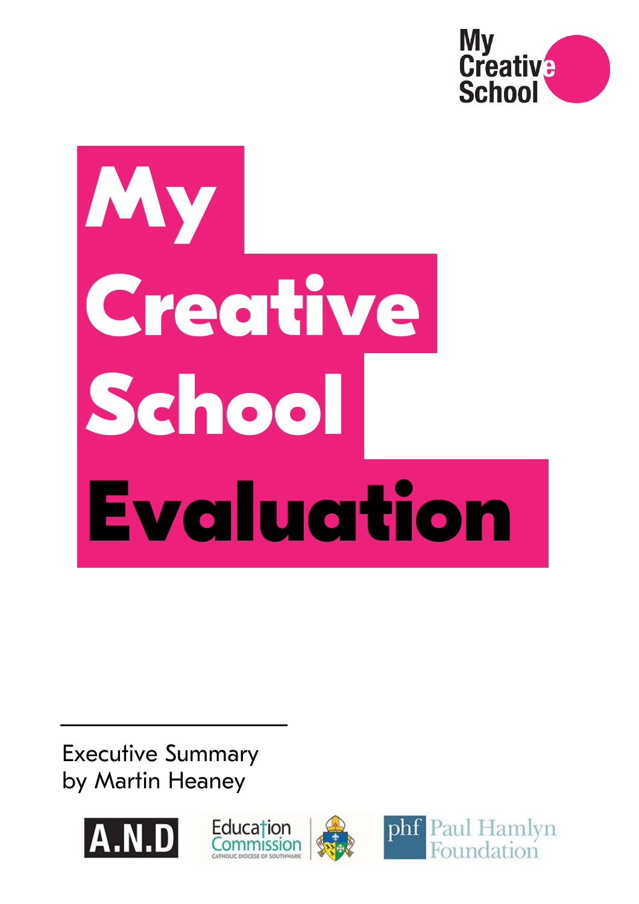My Creative School

# My Creative School Evaluation

Executive Summary
by Martin Heaney

A.N.D

Education Commission
CATHOLIC DIOCESE OF SOUTHWARK

phf Paul Hamlyn Foundation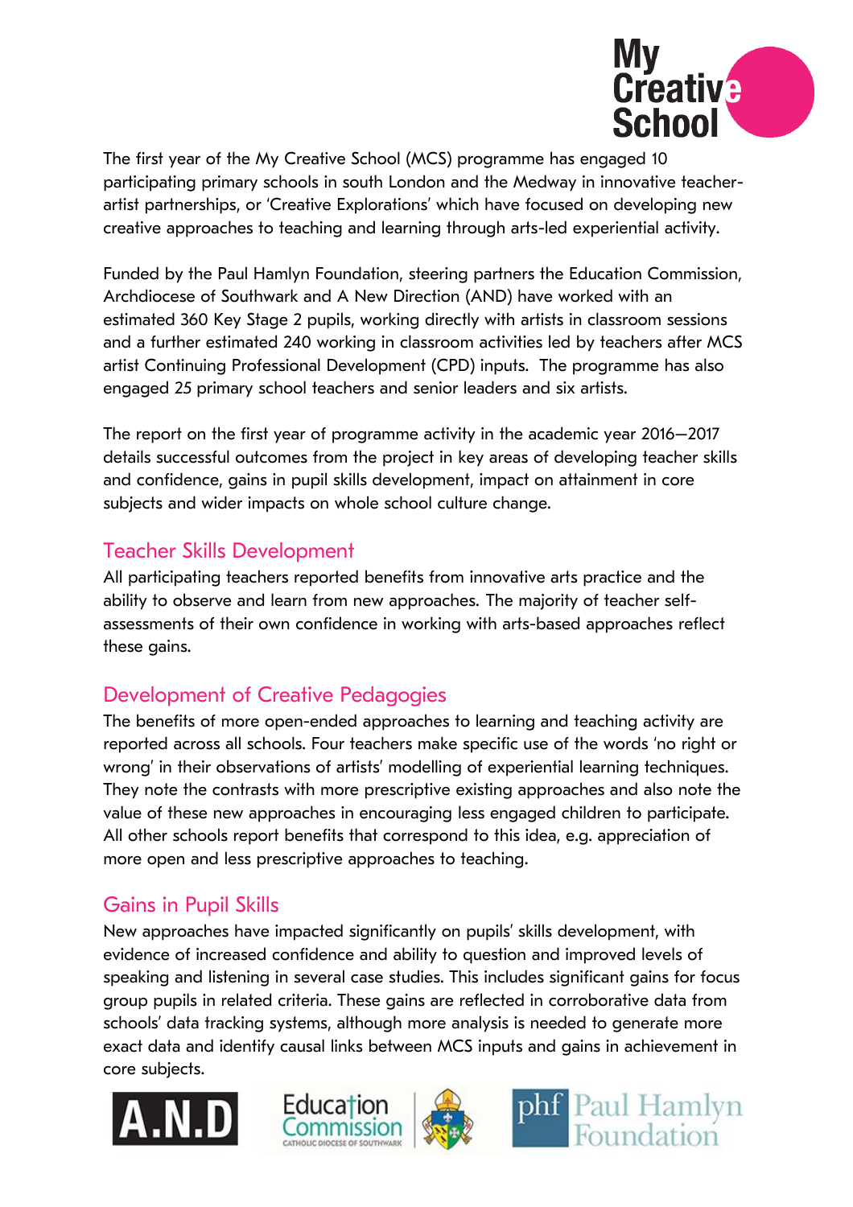The first year of the My Creative School (MCS) programme has engaged 10 participating primary schools in south London and the Medway in innovative teacher-artist partnerships, or 'Creative Explorations' which have focused on developing new creative approaches to teaching and learning through arts-led experiential activity.

Funded by the Paul Hamlyn Foundation, steering partners the Education Commission, Archdiocese of Southwark and A New Direction (AND) have worked with an estimated 360 Key Stage 2 pupils, working directly with artists in classroom sessions and a further estimated 240 working in classroom activities led by teachers after MCS artist Continuing Professional Development (CPD) inputs. The programme has also engaged 25 primary school teachers and senior leaders and six artists.

The report on the first year of programme activity in the academic year 2016–2017 details successful outcomes from the project in key areas of developing teacher skills and confidence, gains in pupil skills development, impact on attainment in core subjects and wider impacts on whole school culture change.

## Teacher Skills Development

All participating teachers reported benefits from innovative arts practice and the ability to observe and learn from new approaches. The majority of teacher self-assessments of their own confidence in working with arts-based approaches reflect these gains.

## Development of Creative Pedagogies

The benefits of more open-ended approaches to learning and teaching activity are reported across all schools. Four teachers make specific use of the words 'no right or wrong' in their observations of artists' modelling of experiential learning techniques. They note the contrasts with more prescriptive existing approaches and also note the value of these new approaches in encouraging less engaged children to participate. All other schools report benefits that correspond to this idea, e.g. appreciation of more open and less prescriptive approaches to teaching.

## Gains in Pupil Skills

New approaches have impacted significantly on pupils' skills development, with evidence of increased confidence and ability to question and improved levels of speaking and listening in several case studies. This includes significant gains for focus group pupils in related criteria. These gains are reflected in corroborative data from schools' data tracking systems, although more analysis is needed to generate more exact data and identify causal links between MCS inputs and gains in achievement in core subjects.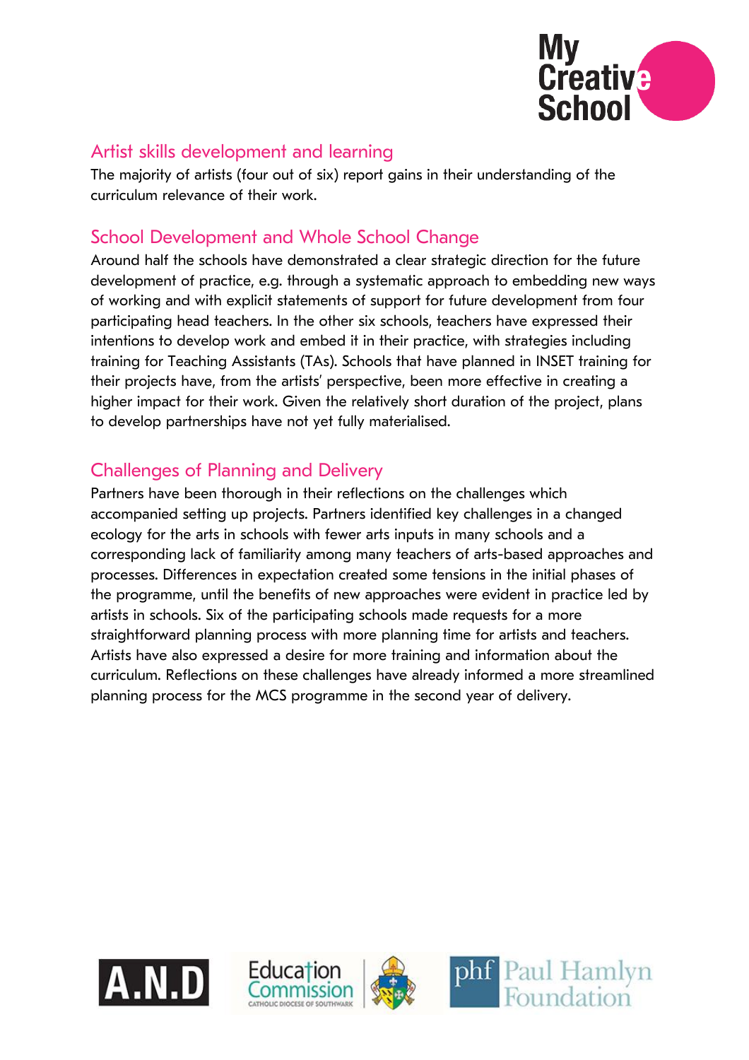## Artist skills development and learning

The majority of artists (four out of six) report gains in their understanding of the curriculum relevance of their work.

## School Development and Whole School Change

Around half the schools have demonstrated a clear strategic direction for the future development of practice, e.g. through a systematic approach to embedding new ways of working and with explicit statements of support for future development from four participating head teachers. In the other six schools, teachers have expressed their intentions to develop work and embed it in their practice, with strategies including training for Teaching Assistants (TAs). Schools that have planned in INSET training for their projects have, from the artists' perspective, been more effective in creating a higher impact for their work. Given the relatively short duration of the project, plans to develop partnerships have not yet fully materialised.

## Challenges of Planning and Delivery

Partners have been thorough in their reflections on the challenges which accompanied setting up projects. Partners identified key challenges in a changed ecology for the arts in schools with fewer arts inputs in many schools and a corresponding lack of familiarity among many teachers of arts-based approaches and processes. Differences in expectation created some tensions in the initial phases of the programme, until the benefits of new approaches were evident in practice led by artists in schools. Six of the participating schools made requests for a more straightforward planning process with more planning time for artists and teachers. Artists have also expressed a desire for more training and information about the curriculum. Reflections on these challenges have already informed a more streamlined planning process for the MCS programme in the second year of delivery.